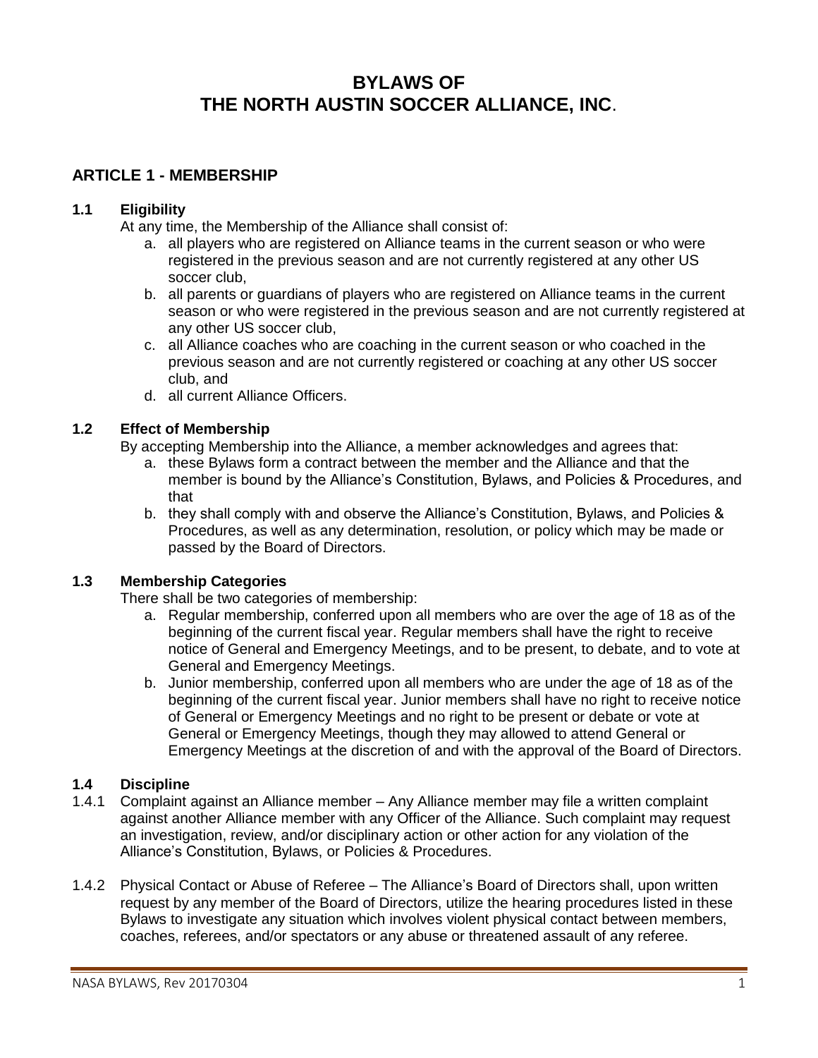# BYLAWS OF THE NORTH AUSTIN SOCCER ALLIANCE, INC.

## ARTICLE 1 - MEMBERSHIP

### 1.1 Eligibility

At any time, the Membership of the Alliance shall consist of:

a. all players who are registered on Alliance teams in the current season or who were registered in the previous season and are not currently registered at any other US soccer club,
b. all parents or guardians of players who are registered on Alliance teams in the current season or who were registered in the previous season and are not currently registered at any other US soccer club,
c. all Alliance coaches who are coaching in the current season or who coached in the previous season and are not currently registered or coaching at any other US soccer club, and
d. all current Alliance Officers.

### 1.2 Effect of Membership

By accepting Membership into the Alliance, a member acknowledges and agrees that:

a. these Bylaws form a contract between the member and the Alliance and that the member is bound by the Alliance's Constitution, Bylaws, and Policies & Procedures, and that
b. they shall comply with and observe the Alliance's Constitution, Bylaws, and Policies & Procedures, as well as any determination, resolution, or policy which may be made or passed by the Board of Directors.

### 1.3 Membership Categories

There shall be two categories of membership:

a. Regular membership, conferred upon all members who are over the age of 18 as of the beginning of the current fiscal year. Regular members shall have the right to receive notice of General and Emergency Meetings, and to be present, to debate, and to vote at General and Emergency Meetings.
b. Junior membership, conferred upon all members who are under the age of 18 as of the beginning of the current fiscal year. Junior members shall have no right to receive notice of General or Emergency Meetings and no right to be present or debate or vote at General or Emergency Meetings, though they may allowed to attend General or Emergency Meetings at the discretion of and with the approval of the Board of Directors.

### 1.4 Discipline

1.4.1 Complaint against an Alliance member – Any Alliance member may file a written complaint against another Alliance member with any Officer of the Alliance. Such complaint may request an investigation, review, and/or disciplinary action or other action for any violation of the Alliance's Constitution, Bylaws, or Policies & Procedures.

1.4.2 Physical Contact or Abuse of Referee – The Alliance's Board of Directors shall, upon written request by any member of the Board of Directors, utilize the hearing procedures listed in these Bylaws to investigate any situation which involves violent physical contact between members, coaches, referees, and/or spectators or any abuse or threatened assault of any referee.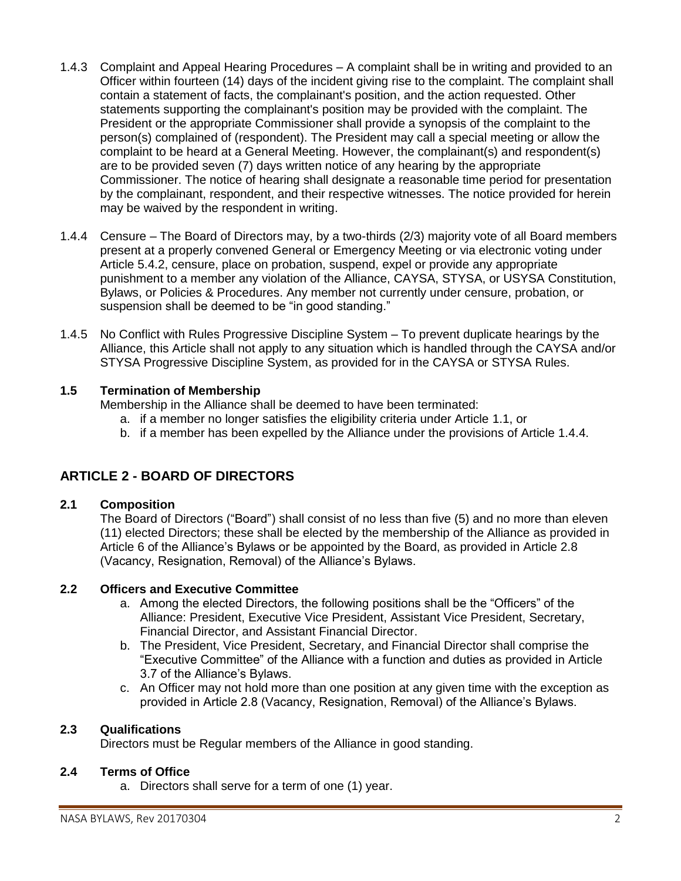1.4.3 Complaint and Appeal Hearing Procedures – A complaint shall be in writing and provided to an Officer within fourteen (14) days of the incident giving rise to the complaint. The complaint shall contain a statement of facts, the complainant's position, and the action requested. Other statements supporting the complainant's position may be provided with the complaint. The President or the appropriate Commissioner shall provide a synopsis of the complaint to the person(s) complained of (respondent). The President may call a special meeting or allow the complaint to be heard at a General Meeting. However, the complainant(s) and respondent(s) are to be provided seven (7) days written notice of any hearing by the appropriate Commissioner. The notice of hearing shall designate a reasonable time period for presentation by the complainant, respondent, and their respective witnesses. The notice provided for herein may be waived by the respondent in writing.

1.4.4 Censure – The Board of Directors may, by a two-thirds (2/3) majority vote of all Board members present at a properly convened General or Emergency Meeting or via electronic voting under Article 5.4.2, censure, place on probation, suspend, expel or provide any appropriate punishment to a member any violation of the Alliance, CAYSA, STYSA, or USYSA Constitution, Bylaws, or Policies & Procedures. Any member not currently under censure, probation, or suspension shall be deemed to be "in good standing."

1.4.5 No Conflict with Rules Progressive Discipline System – To prevent duplicate hearings by the Alliance, this Article shall not apply to any situation which is handled through the CAYSA and/or STYSA Progressive Discipline System, as provided for in the CAYSA or STYSA Rules.

### 1.5 Termination of Membership

Membership in the Alliance shall be deemed to have been terminated:

a. if a member no longer satisfies the eligibility criteria under Article 1.1, or
b. if a member has been expelled by the Alliance under the provisions of Article 1.4.4.

## ARTICLE 2 - BOARD OF DIRECTORS

### 2.1 Composition

The Board of Directors ("Board") shall consist of no less than five (5) and no more than eleven (11) elected Directors; these shall be elected by the membership of the Alliance as provided in Article 6 of the Alliance's Bylaws or be appointed by the Board, as provided in Article 2.8 (Vacancy, Resignation, Removal) of the Alliance's Bylaws.

### 2.2 Officers and Executive Committee

a. Among the elected Directors, the following positions shall be the "Officers" of the Alliance: President, Executive Vice President, Assistant Vice President, Secretary, Financial Director, and Assistant Financial Director.
b. The President, Vice President, Secretary, and Financial Director shall comprise the "Executive Committee" of the Alliance with a function and duties as provided in Article 3.7 of the Alliance's Bylaws.
c. An Officer may not hold more than one position at any given time with the exception as provided in Article 2.8 (Vacancy, Resignation, Removal) of the Alliance's Bylaws.

### 2.3 Qualifications

Directors must be Regular members of the Alliance in good standing.

### 2.4 Terms of Office

a. Directors shall serve for a term of one (1) year.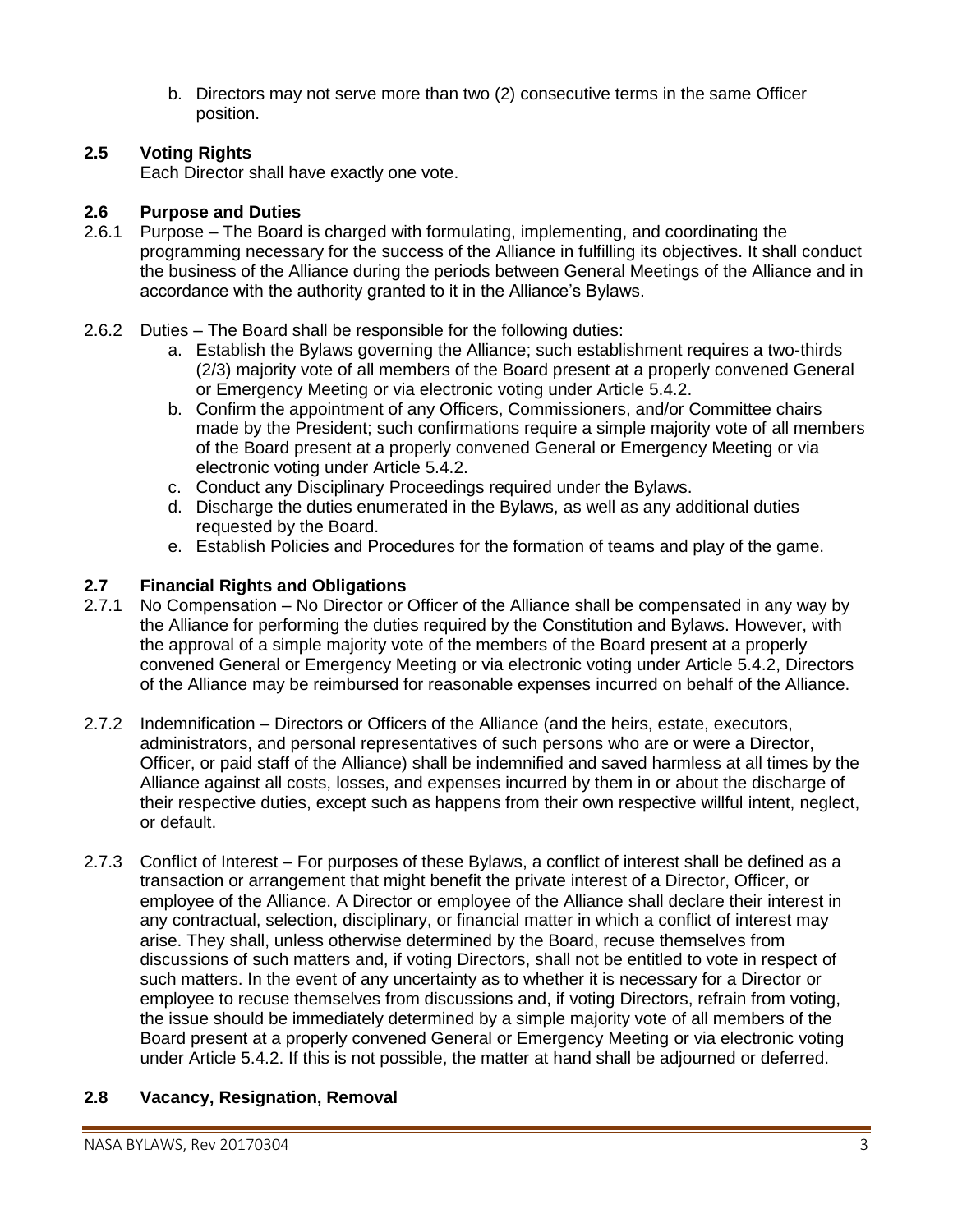b. Directors may not serve more than two (2) consecutive terms in the same Officer position.

### 2.5 Voting Rights

Each Director shall have exactly one vote.

### 2.6 Purpose and Duties

2.6.1 Purpose – The Board is charged with formulating, implementing, and coordinating the programming necessary for the success of the Alliance in fulfilling its objectives. It shall conduct the business of the Alliance during the periods between General Meetings of the Alliance and in accordance with the authority granted to it in the Alliance's Bylaws.

2.6.2 Duties – The Board shall be responsible for the following duties:

a. Establish the Bylaws governing the Alliance; such establishment requires a two-thirds (2/3) majority vote of all members of the Board present at a properly convened General or Emergency Meeting or via electronic voting under Article 5.4.2.
b. Confirm the appointment of any Officers, Commissioners, and/or Committee chairs made by the President; such confirmations require a simple majority vote of all members of the Board present at a properly convened General or Emergency Meeting or via electronic voting under Article 5.4.2.
c. Conduct any Disciplinary Proceedings required under the Bylaws.
d. Discharge the duties enumerated in the Bylaws, as well as any additional duties requested by the Board.
e. Establish Policies and Procedures for the formation of teams and play of the game.

### 2.7 Financial Rights and Obligations

2.7.1 No Compensation – No Director or Officer of the Alliance shall be compensated in any way by the Alliance for performing the duties required by the Constitution and Bylaws. However, with the approval of a simple majority vote of the members of the Board present at a properly convened General or Emergency Meeting or via electronic voting under Article 5.4.2, Directors of the Alliance may be reimbursed for reasonable expenses incurred on behalf of the Alliance.

2.7.2 Indemnification – Directors or Officers of the Alliance (and the heirs, estate, executors, administrators, and personal representatives of such persons who are or were a Director, Officer, or paid staff of the Alliance) shall be indemnified and saved harmless at all times by the Alliance against all costs, losses, and expenses incurred by them in or about the discharge of their respective duties, except such as happens from their own respective willful intent, neglect, or default.

2.7.3 Conflict of Interest – For purposes of these Bylaws, a conflict of interest shall be defined as a transaction or arrangement that might benefit the private interest of a Director, Officer, or employee of the Alliance. A Director or employee of the Alliance shall declare their interest in any contractual, selection, disciplinary, or financial matter in which a conflict of interest may arise. They shall, unless otherwise determined by the Board, recuse themselves from discussions of such matters and, if voting Directors, shall not be entitled to vote in respect of such matters. In the event of any uncertainty as to whether it is necessary for a Director or employee to recuse themselves from discussions and, if voting Directors, refrain from voting, the issue should be immediately determined by a simple majority vote of all members of the Board present at a properly convened General or Emergency Meeting or via electronic voting under Article 5.4.2. If this is not possible, the matter at hand shall be adjourned or deferred.

### 2.8 Vacancy, Resignation, Removal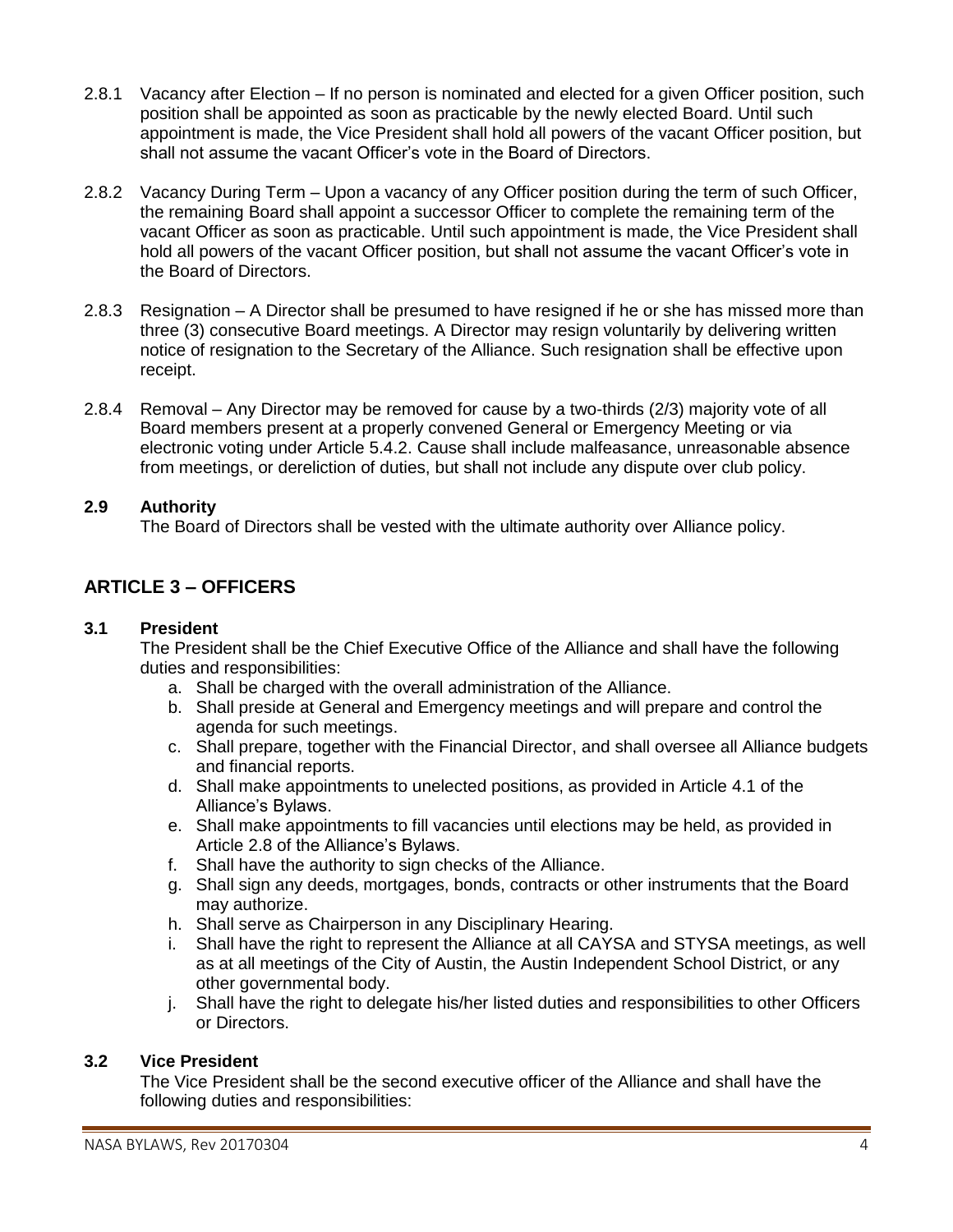2.8.1 Vacancy after Election – If no person is nominated and elected for a given Officer position, such position shall be appointed as soon as practicable by the newly elected Board. Until such appointment is made, the Vice President shall hold all powers of the vacant Officer position, but shall not assume the vacant Officer's vote in the Board of Directors.

2.8.2 Vacancy During Term – Upon a vacancy of any Officer position during the term of such Officer, the remaining Board shall appoint a successor Officer to complete the remaining term of the vacant Officer as soon as practicable. Until such appointment is made, the Vice President shall hold all powers of the vacant Officer position, but shall not assume the vacant Officer's vote in the Board of Directors.

2.8.3 Resignation – A Director shall be presumed to have resigned if he or she has missed more than three (3) consecutive Board meetings. A Director may resign voluntarily by delivering written notice of resignation to the Secretary of the Alliance. Such resignation shall be effective upon receipt.

2.8.4 Removal – Any Director may be removed for cause by a two-thirds (2/3) majority vote of all Board members present at a properly convened General or Emergency Meeting or via electronic voting under Article 5.4.2. Cause shall include malfeasance, unreasonable absence from meetings, or dereliction of duties, but shall not include any dispute over club policy.

### 2.9 Authority

The Board of Directors shall be vested with the ultimate authority over Alliance policy.

## ARTICLE 3 – OFFICERS

### 3.1 President

The President shall be the Chief Executive Office of the Alliance and shall have the following duties and responsibilities:

a. Shall be charged with the overall administration of the Alliance.
b. Shall preside at General and Emergency meetings and will prepare and control the agenda for such meetings.
c. Shall prepare, together with the Financial Director, and shall oversee all Alliance budgets and financial reports.
d. Shall make appointments to unelected positions, as provided in Article 4.1 of the Alliance's Bylaws.
e. Shall make appointments to fill vacancies until elections may be held, as provided in Article 2.8 of the Alliance's Bylaws.
f. Shall have the authority to sign checks of the Alliance.
g. Shall sign any deeds, mortgages, bonds, contracts or other instruments that the Board may authorize.
h. Shall serve as Chairperson in any Disciplinary Hearing.
i. Shall have the right to represent the Alliance at all CAYSA and STYSA meetings, as well as at all meetings of the City of Austin, the Austin Independent School District, or any other governmental body.
j. Shall have the right to delegate his/her listed duties and responsibilities to other Officers or Directors.

### 3.2 Vice President

The Vice President shall be the second executive officer of the Alliance and shall have the following duties and responsibilities: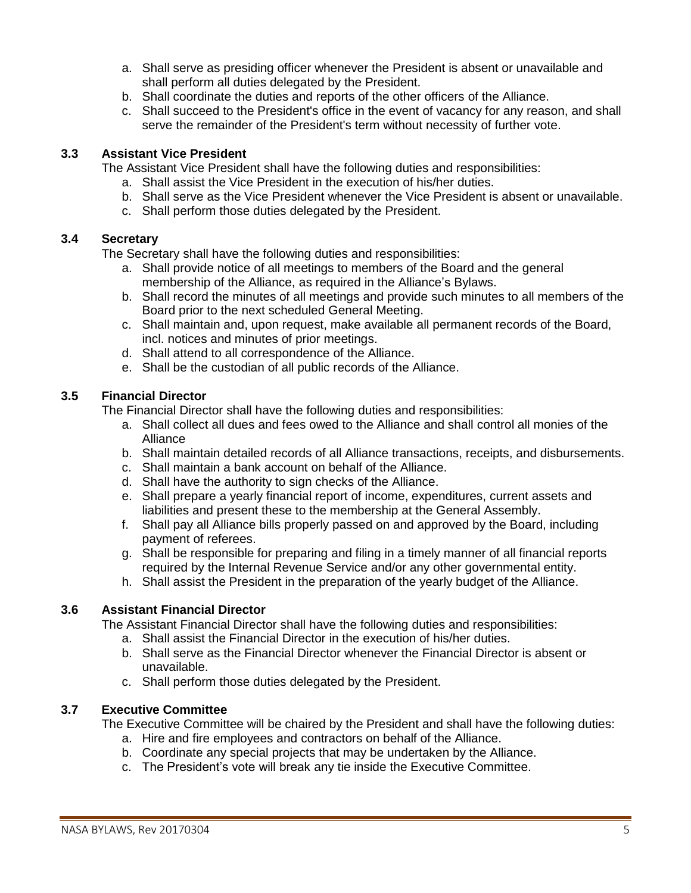a. Shall serve as presiding officer whenever the President is absent or unavailable and shall perform all duties delegated by the President.
b. Shall coordinate the duties and reports of the other officers of the Alliance.
c. Shall succeed to the President's office in the event of vacancy for any reason, and shall serve the remainder of the President's term without necessity of further vote.

### 3.3 Assistant Vice President

The Assistant Vice President shall have the following duties and responsibilities:

a. Shall assist the Vice President in the execution of his/her duties.
b. Shall serve as the Vice President whenever the Vice President is absent or unavailable.
c. Shall perform those duties delegated by the President.

### 3.4 Secretary

The Secretary shall have the following duties and responsibilities:

a. Shall provide notice of all meetings to members of the Board and the general membership of the Alliance, as required in the Alliance's Bylaws.
b. Shall record the minutes of all meetings and provide such minutes to all members of the Board prior to the next scheduled General Meeting.
c. Shall maintain and, upon request, make available all permanent records of the Board, incl. notices and minutes of prior meetings.
d. Shall attend to all correspondence of the Alliance.
e. Shall be the custodian of all public records of the Alliance.

### 3.5 Financial Director

The Financial Director shall have the following duties and responsibilities:

a. Shall collect all dues and fees owed to the Alliance and shall control all monies of the Alliance
b. Shall maintain detailed records of all Alliance transactions, receipts, and disbursements.
c. Shall maintain a bank account on behalf of the Alliance.
d. Shall have the authority to sign checks of the Alliance.
e. Shall prepare a yearly financial report of income, expenditures, current assets and liabilities and present these to the membership at the General Assembly.
f. Shall pay all Alliance bills properly passed on and approved by the Board, including payment of referees.
g. Shall be responsible for preparing and filing in a timely manner of all financial reports required by the Internal Revenue Service and/or any other governmental entity.
h. Shall assist the President in the preparation of the yearly budget of the Alliance.

### 3.6 Assistant Financial Director

The Assistant Financial Director shall have the following duties and responsibilities:

a. Shall assist the Financial Director in the execution of his/her duties.
b. Shall serve as the Financial Director whenever the Financial Director is absent or unavailable.
c. Shall perform those duties delegated by the President.

### 3.7 Executive Committee

The Executive Committee will be chaired by the President and shall have the following duties:

a. Hire and fire employees and contractors on behalf of the Alliance.
b. Coordinate any special projects that may be undertaken by the Alliance.
c. The President's vote will break any tie inside the Executive Committee.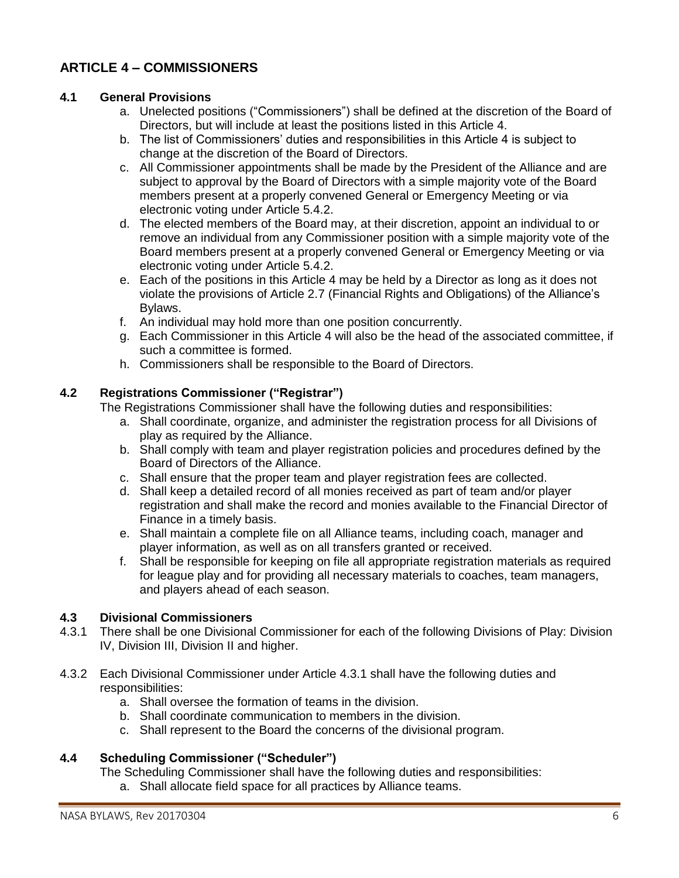## ARTICLE 4 – COMMISSIONERS

### 4.1 General Provisions

a. Unelected positions ("Commissioners") shall be defined at the discretion of the Board of Directors, but will include at least the positions listed in this Article 4.
b. The list of Commissioners' duties and responsibilities in this Article 4 is subject to change at the discretion of the Board of Directors.
c. All Commissioner appointments shall be made by the President of the Alliance and are subject to approval by the Board of Directors with a simple majority vote of the Board members present at a properly convened General or Emergency Meeting or via electronic voting under Article 5.4.2.
d. The elected members of the Board may, at their discretion, appoint an individual to or remove an individual from any Commissioner position with a simple majority vote of the Board members present at a properly convened General or Emergency Meeting or via electronic voting under Article 5.4.2.
e. Each of the positions in this Article 4 may be held by a Director as long as it does not violate the provisions of Article 2.7 (Financial Rights and Obligations) of the Alliance's Bylaws.
f. An individual may hold more than one position concurrently.
g. Each Commissioner in this Article 4 will also be the head of the associated committee, if such a committee is formed.
h. Commissioners shall be responsible to the Board of Directors.

### 4.2 Registrations Commissioner ("Registrar")

The Registrations Commissioner shall have the following duties and responsibilities:

a. Shall coordinate, organize, and administer the registration process for all Divisions of play as required by the Alliance.
b. Shall comply with team and player registration policies and procedures defined by the Board of Directors of the Alliance.
c. Shall ensure that the proper team and player registration fees are collected.
d. Shall keep a detailed record of all monies received as part of team and/or player registration and shall make the record and monies available to the Financial Director of Finance in a timely basis.
e. Shall maintain a complete file on all Alliance teams, including coach, manager and player information, as well as on all transfers granted or received.
f. Shall be responsible for keeping on file all appropriate registration materials as required for league play and for providing all necessary materials to coaches, team managers, and players ahead of each season.

### 4.3 Divisional Commissioners

4.3.1 There shall be one Divisional Commissioner for each of the following Divisions of Play: Division IV, Division III, Division II and higher.

4.3.2 Each Divisional Commissioner under Article 4.3.1 shall have the following duties and responsibilities:

a. Shall oversee the formation of teams in the division.
b. Shall coordinate communication to members in the division.
c. Shall represent to the Board the concerns of the divisional program.

### 4.4 Scheduling Commissioner ("Scheduler")

The Scheduling Commissioner shall have the following duties and responsibilities:

a. Shall allocate field space for all practices by Alliance teams.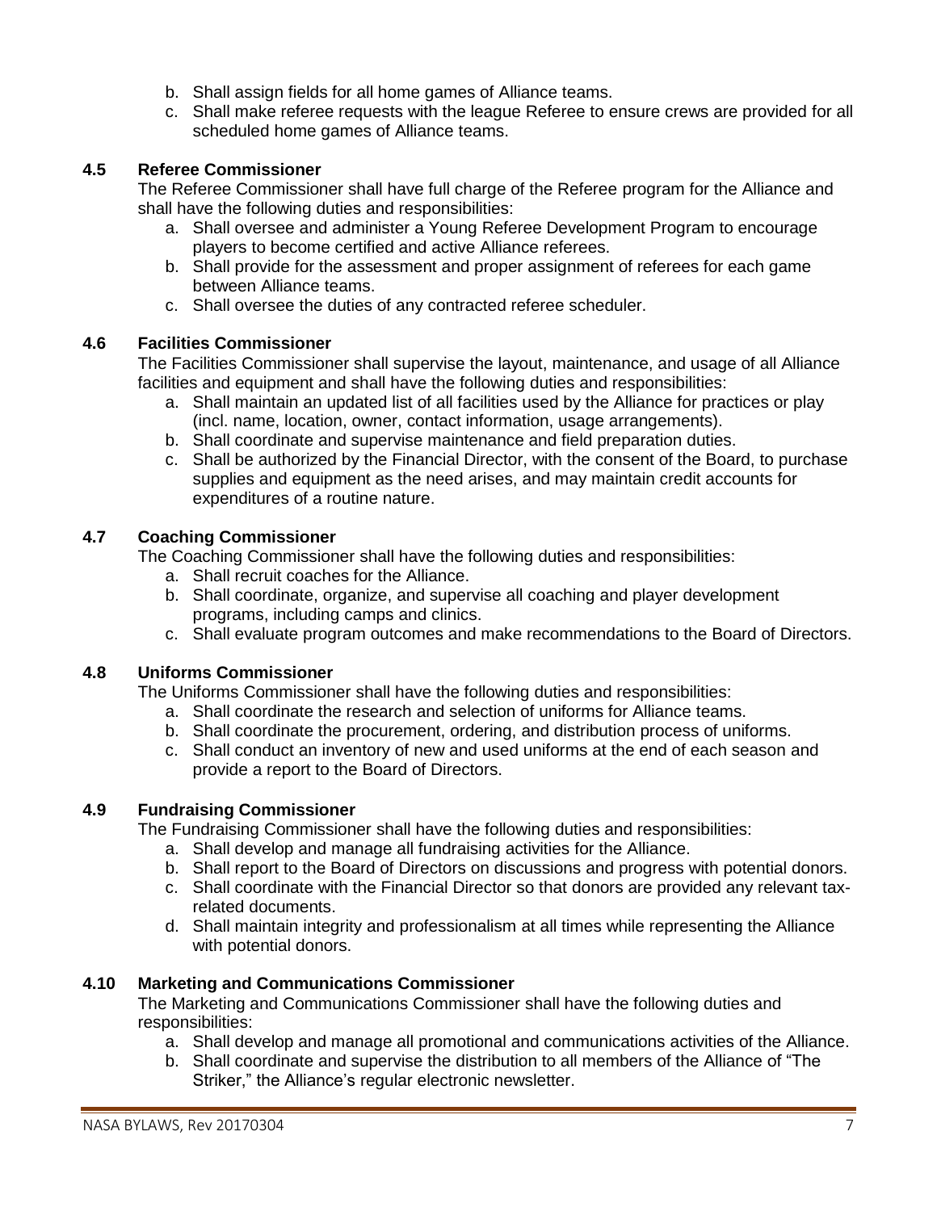b. Shall assign fields for all home games of Alliance teams.
c. Shall make referee requests with the league Referee to ensure crews are provided for all scheduled home games of Alliance teams.

### 4.5 Referee Commissioner

The Referee Commissioner shall have full charge of the Referee program for the Alliance and shall have the following duties and responsibilities:

a. Shall oversee and administer a Young Referee Development Program to encourage players to become certified and active Alliance referees.
b. Shall provide for the assessment and proper assignment of referees for each game between Alliance teams.
c. Shall oversee the duties of any contracted referee scheduler.

### 4.6 Facilities Commissioner

The Facilities Commissioner shall supervise the layout, maintenance, and usage of all Alliance facilities and equipment and shall have the following duties and responsibilities:

a. Shall maintain an updated list of all facilities used by the Alliance for practices or play (incl. name, location, owner, contact information, usage arrangements).
b. Shall coordinate and supervise maintenance and field preparation duties.
c. Shall be authorized by the Financial Director, with the consent of the Board, to purchase supplies and equipment as the need arises, and may maintain credit accounts for expenditures of a routine nature.

### 4.7 Coaching Commissioner

The Coaching Commissioner shall have the following duties and responsibilities:

a. Shall recruit coaches for the Alliance.
b. Shall coordinate, organize, and supervise all coaching and player development programs, including camps and clinics.
c. Shall evaluate program outcomes and make recommendations to the Board of Directors.

### 4.8 Uniforms Commissioner

The Uniforms Commissioner shall have the following duties and responsibilities:

a. Shall coordinate the research and selection of uniforms for Alliance teams.
b. Shall coordinate the procurement, ordering, and distribution process of uniforms.
c. Shall conduct an inventory of new and used uniforms at the end of each season and provide a report to the Board of Directors.

### 4.9 Fundraising Commissioner

The Fundraising Commissioner shall have the following duties and responsibilities:

a. Shall develop and manage all fundraising activities for the Alliance.
b. Shall report to the Board of Directors on discussions and progress with potential donors.
c. Shall coordinate with the Financial Director so that donors are provided any relevant tax-related documents.
d. Shall maintain integrity and professionalism at all times while representing the Alliance with potential donors.

### 4.10 Marketing and Communications Commissioner

The Marketing and Communications Commissioner shall have the following duties and responsibilities:

a. Shall develop and manage all promotional and communications activities of the Alliance.
b. Shall coordinate and supervise the distribution to all members of the Alliance of "The Striker," the Alliance's regular electronic newsletter.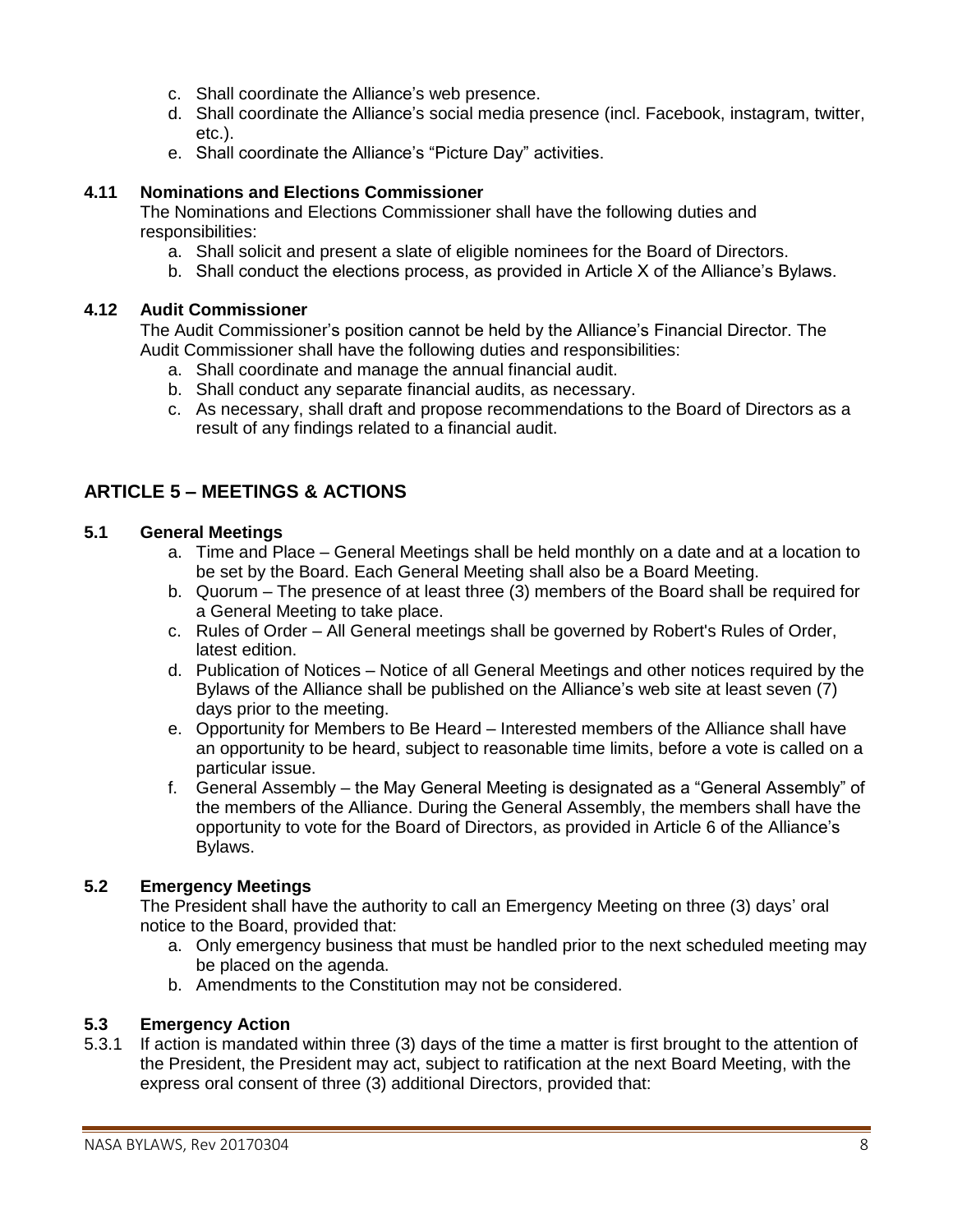c. Shall coordinate the Alliance's web presence.
d. Shall coordinate the Alliance's social media presence (incl. Facebook, instagram, twitter, etc.).
e. Shall coordinate the Alliance's "Picture Day" activities.

### 4.11 Nominations and Elections Commissioner

The Nominations and Elections Commissioner shall have the following duties and responsibilities:

a. Shall solicit and present a slate of eligible nominees for the Board of Directors.
b. Shall conduct the elections process, as provided in Article X of the Alliance's Bylaws.

### 4.12 Audit Commissioner

The Audit Commissioner's position cannot be held by the Alliance's Financial Director. The Audit Commissioner shall have the following duties and responsibilities:

a. Shall coordinate and manage the annual financial audit.
b. Shall conduct any separate financial audits, as necessary.
c. As necessary, shall draft and propose recommendations to the Board of Directors as a result of any findings related to a financial audit.

## ARTICLE 5 – MEETINGS & ACTIONS

### 5.1 General Meetings

a. Time and Place – General Meetings shall be held monthly on a date and at a location to be set by the Board. Each General Meeting shall also be a Board Meeting.
b. Quorum – The presence of at least three (3) members of the Board shall be required for a General Meeting to take place.
c. Rules of Order – All General meetings shall be governed by Robert's Rules of Order, latest edition.
d. Publication of Notices – Notice of all General Meetings and other notices required by the Bylaws of the Alliance shall be published on the Alliance's web site at least seven (7) days prior to the meeting.
e. Opportunity for Members to Be Heard – Interested members of the Alliance shall have an opportunity to be heard, subject to reasonable time limits, before a vote is called on a particular issue.
f. General Assembly – the May General Meeting is designated as a "General Assembly" of the members of the Alliance. During the General Assembly, the members shall have the opportunity to vote for the Board of Directors, as provided in Article 6 of the Alliance's Bylaws.

### 5.2 Emergency Meetings

The President shall have the authority to call an Emergency Meeting on three (3) days' oral notice to the Board, provided that:

a. Only emergency business that must be handled prior to the next scheduled meeting may be placed on the agenda.
b. Amendments to the Constitution may not be considered.

### 5.3 Emergency Action

5.3.1 If action is mandated within three (3) days of the time a matter is first brought to the attention of the President, the President may act, subject to ratification at the next Board Meeting, with the express oral consent of three (3) additional Directors, provided that: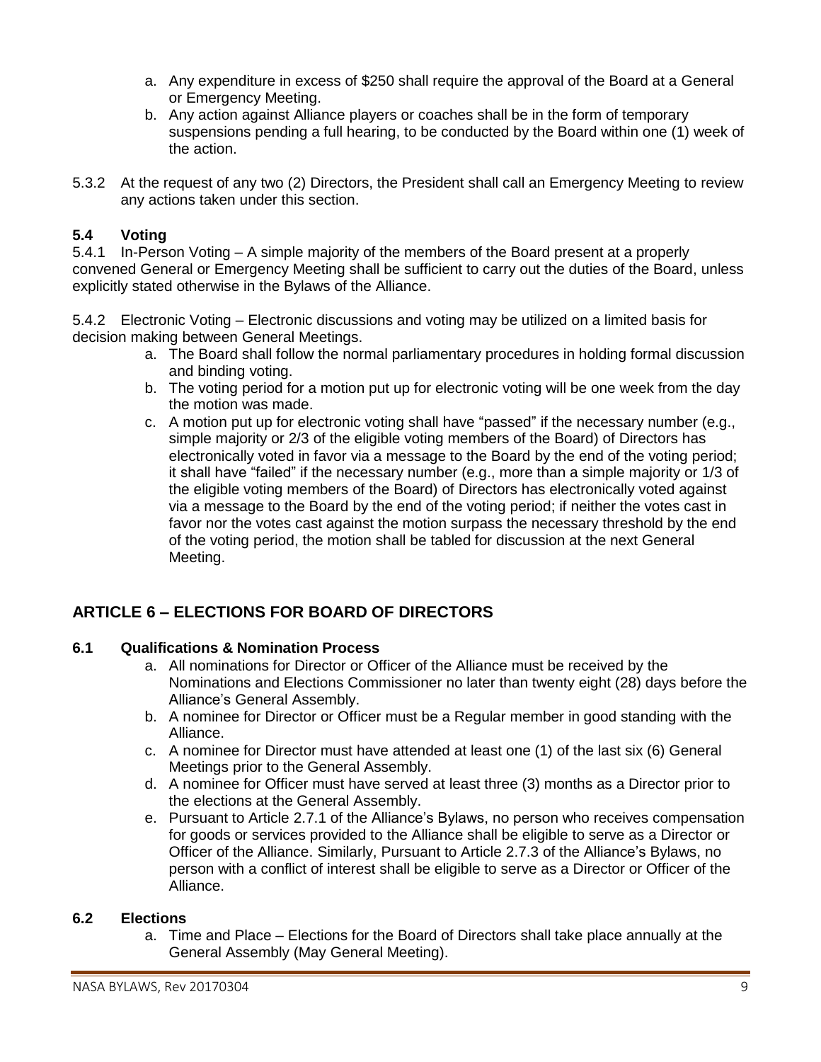a. Any expenditure in excess of $250 shall require the approval of the Board at a General or Emergency Meeting.
b. Any action against Alliance players or coaches shall be in the form of temporary suspensions pending a full hearing, to be conducted by the Board within one (1) week of the action.

5.3.2 At the request of any two (2) Directors, the President shall call an Emergency Meeting to review any actions taken under this section.

### 5.4 Voting

5.4.1 In-Person Voting – A simple majority of the members of the Board present at a properly convened General or Emergency Meeting shall be sufficient to carry out the duties of the Board, unless explicitly stated otherwise in the Bylaws of the Alliance.

5.4.2 Electronic Voting – Electronic discussions and voting may be utilized on a limited basis for decision making between General Meetings.

a. The Board shall follow the normal parliamentary procedures in holding formal discussion and binding voting.
b. The voting period for a motion put up for electronic voting will be one week from the day the motion was made.
c. A motion put up for electronic voting shall have "passed" if the necessary number (e.g., simple majority or 2/3 of the eligible voting members of the Board) of Directors has electronically voted in favor via a message to the Board by the end of the voting period; it shall have "failed" if the necessary number (e.g., more than a simple majority or 1/3 of the eligible voting members of the Board) of Directors has electronically voted against via a message to the Board by the end of the voting period; if neither the votes cast in favor nor the votes cast against the motion surpass the necessary threshold by the end of the voting period, the motion shall be tabled for discussion at the next General Meeting.

## ARTICLE 6 – ELECTIONS FOR BOARD OF DIRECTORS

### 6.1 Qualifications & Nomination Process

a. All nominations for Director or Officer of the Alliance must be received by the Nominations and Elections Commissioner no later than twenty eight (28) days before the Alliance's General Assembly.
b. A nominee for Director or Officer must be a Regular member in good standing with the Alliance.
c. A nominee for Director must have attended at least one (1) of the last six (6) General Meetings prior to the General Assembly.
d. A nominee for Officer must have served at least three (3) months as a Director prior to the elections at the General Assembly.
e. Pursuant to Article 2.7.1 of the Alliance's Bylaws, no person who receives compensation for goods or services provided to the Alliance shall be eligible to serve as a Director or Officer of the Alliance. Similarly, Pursuant to Article 2.7.3 of the Alliance's Bylaws, no person with a conflict of interest shall be eligible to serve as a Director or Officer of the Alliance.

### 6.2 Elections

a. Time and Place – Elections for the Board of Directors shall take place annually at the General Assembly (May General Meeting).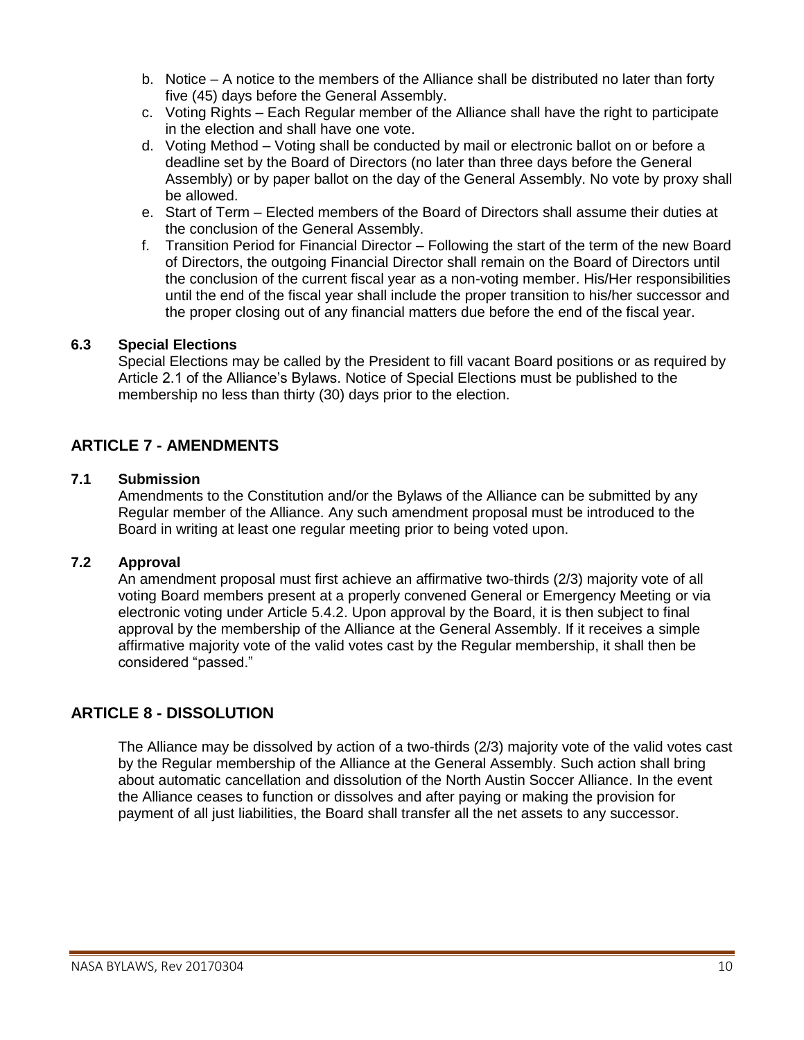b. Notice – A notice to the members of the Alliance shall be distributed no later than forty five (45) days before the General Assembly.
c. Voting Rights – Each Regular member of the Alliance shall have the right to participate in the election and shall have one vote.
d. Voting Method – Voting shall be conducted by mail or electronic ballot on or before a deadline set by the Board of Directors (no later than three days before the General Assembly) or by paper ballot on the day of the General Assembly. No vote by proxy shall be allowed.
e. Start of Term – Elected members of the Board of Directors shall assume their duties at the conclusion of the General Assembly.
f. Transition Period for Financial Director – Following the start of the term of the new Board of Directors, the outgoing Financial Director shall remain on the Board of Directors until the conclusion of the current fiscal year as a non-voting member. His/Her responsibilities until the end of the fiscal year shall include the proper transition to his/her successor and the proper closing out of any financial matters due before the end of the fiscal year.

### 6.3 Special Elections

Special Elections may be called by the President to fill vacant Board positions or as required by Article 2.1 of the Alliance's Bylaws. Notice of Special Elections must be published to the membership no less than thirty (30) days prior to the election.

## ARTICLE 7 - AMENDMENTS

### 7.1 Submission

Amendments to the Constitution and/or the Bylaws of the Alliance can be submitted by any Regular member of the Alliance. Any such amendment proposal must be introduced to the Board in writing at least one regular meeting prior to being voted upon.

### 7.2 Approval

An amendment proposal must first achieve an affirmative two-thirds (2/3) majority vote of all voting Board members present at a properly convened General or Emergency Meeting or via electronic voting under Article 5.4.2. Upon approval by the Board, it is then subject to final approval by the membership of the Alliance at the General Assembly. If it receives a simple affirmative majority vote of the valid votes cast by the Regular membership, it shall then be considered "passed."

## ARTICLE 8 - DISSOLUTION

The Alliance may be dissolved by action of a two-thirds (2/3) majority vote of the valid votes cast by the Regular membership of the Alliance at the General Assembly. Such action shall bring about automatic cancellation and dissolution of the North Austin Soccer Alliance. In the event the Alliance ceases to function or dissolves and after paying or making the provision for payment of all just liabilities, the Board shall transfer all the net assets to any successor.